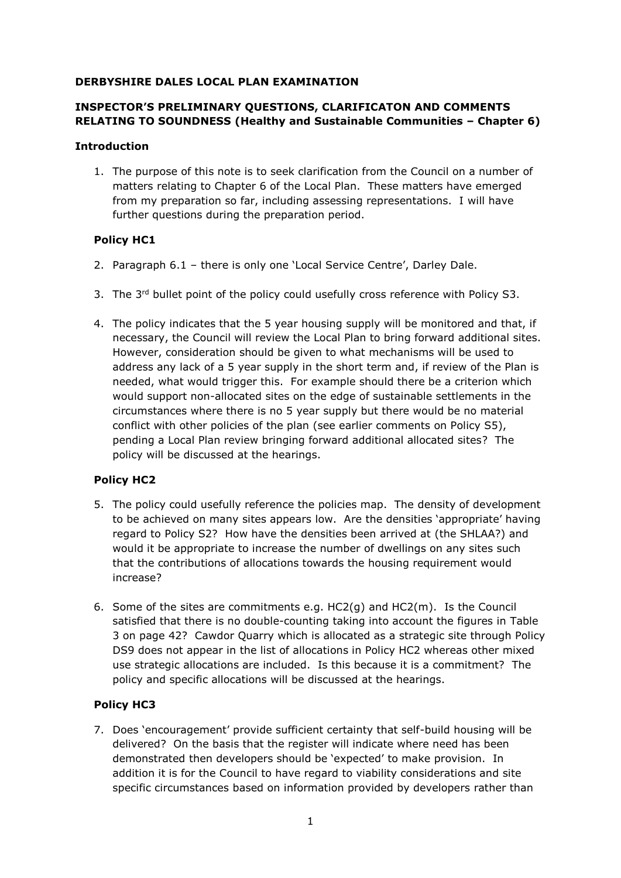**DERBYSHIRE DALES LOCAL PLAN EXAMINATION**

**INSPECTOR'S PRELIMINARY QUESTIONS, CLARIFICATON AND COMMENTS RELATING TO SOUNDNESS (Healthy and Sustainable Communities – Chapter 6)**

**Introduction**

1. The purpose of this note is to seek clarification from the Council on a number of matters relating to Chapter 6 of the Local Plan. These matters have emerged from my preparation so far, including assessing representations. I will have further questions during the preparation period.

**Policy HC1**

2. Paragraph 6.1 – there is only one 'Local Service Centre', Darley Dale.

3. The 3rd bullet point of the policy could usefully cross reference with Policy S3.

4. The policy indicates that the 5 year housing supply will be monitored and that, if necessary, the Council will review the Local Plan to bring forward additional sites. However, consideration should be given to what mechanisms will be used to address any lack of a 5 year supply in the short term and, if review of the Plan is needed, what would trigger this. For example should there be a criterion which would support non-allocated sites on the edge of sustainable settlements in the circumstances where there is no 5 year supply but there would be no material conflict with other policies of the plan (see earlier comments on Policy S5), pending a Local Plan review bringing forward additional allocated sites? The policy will be discussed at the hearings.

**Policy HC2**

5. The policy could usefully reference the policies map. The density of development to be achieved on many sites appears low. Are the densities 'appropriate' having regard to Policy S2? How have the densities been arrived at (the SHLAA?) and would it be appropriate to increase the number of dwellings on any sites such that the contributions of allocations towards the housing requirement would increase?

6. Some of the sites are commitments e.g. HC2(g) and HC2(m). Is the Council satisfied that there is no double-counting taking into account the figures in Table 3 on page 42? Cawdor Quarry which is allocated as a strategic site through Policy DS9 does not appear in the list of allocations in Policy HC2 whereas other mixed use strategic allocations are included. Is this because it is a commitment? The policy and specific allocations will be discussed at the hearings.

**Policy HC3**

7. Does 'encouragement' provide sufficient certainty that self-build housing will be delivered? On the basis that the register will indicate where need has been demonstrated then developers should be 'expected' to make provision. In addition it is for the Council to have regard to viability considerations and site specific circumstances based on information provided by developers rather than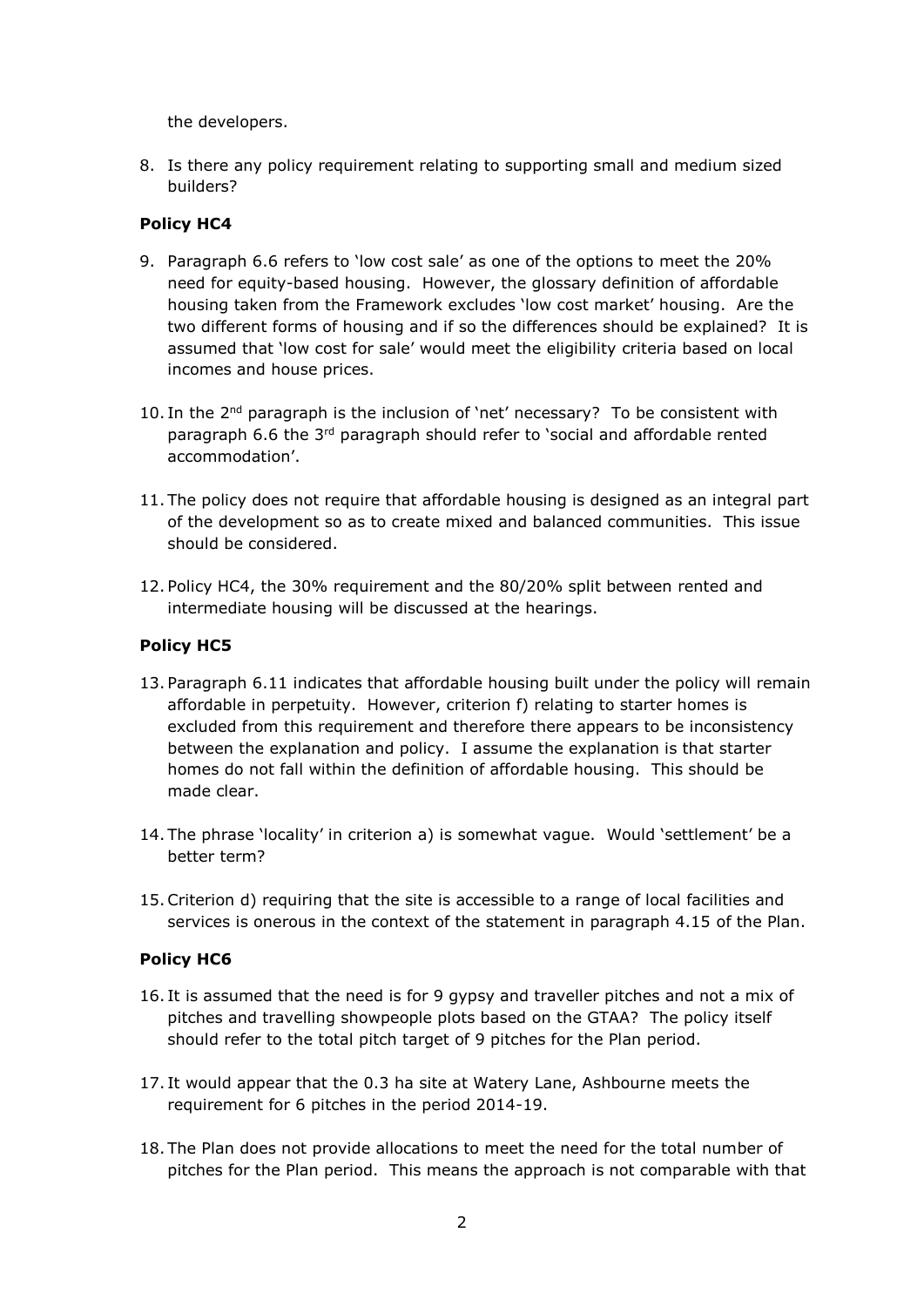the developers.

8. Is there any policy requirement relating to supporting small and medium sized builders?

**Policy HC4**

9. Paragraph 6.6 refers to 'low cost sale' as one of the options to meet the 20% need for equity-based housing. However, the glossary definition of affordable housing taken from the Framework excludes 'low cost market' housing. Are the two different forms of housing and if so the differences should be explained? It is assumed that 'low cost for sale' would meet the eligibility criteria based on local incomes and house prices.

10. In the 2nd paragraph is the inclusion of 'net' necessary? To be consistent with paragraph 6.6 the 3rd paragraph should refer to 'social and affordable rented accommodation'.

11. The policy does not require that affordable housing is designed as an integral part of the development so as to create mixed and balanced communities. This issue should be considered.

12. Policy HC4, the 30% requirement and the 80/20% split between rented and intermediate housing will be discussed at the hearings.

**Policy HC5**

13. Paragraph 6.11 indicates that affordable housing built under the policy will remain affordable in perpetuity. However, criterion f) relating to starter homes is excluded from this requirement and therefore there appears to be inconsistency between the explanation and policy. I assume the explanation is that starter homes do not fall within the definition of affordable housing. This should be made clear.

14. The phrase 'locality' in criterion a) is somewhat vague. Would 'settlement' be a better term?

15. Criterion d) requiring that the site is accessible to a range of local facilities and services is onerous in the context of the statement in paragraph 4.15 of the Plan.

**Policy HC6**

16. It is assumed that the need is for 9 gypsy and traveller pitches and not a mix of pitches and travelling showpeople plots based on the GTAA? The policy itself should refer to the total pitch target of 9 pitches for the Plan period.

17. It would appear that the 0.3 ha site at Watery Lane, Ashbourne meets the requirement for 6 pitches in the period 2014-19.

18. The Plan does not provide allocations to meet the need for the total number of pitches for the Plan period. This means the approach is not comparable with that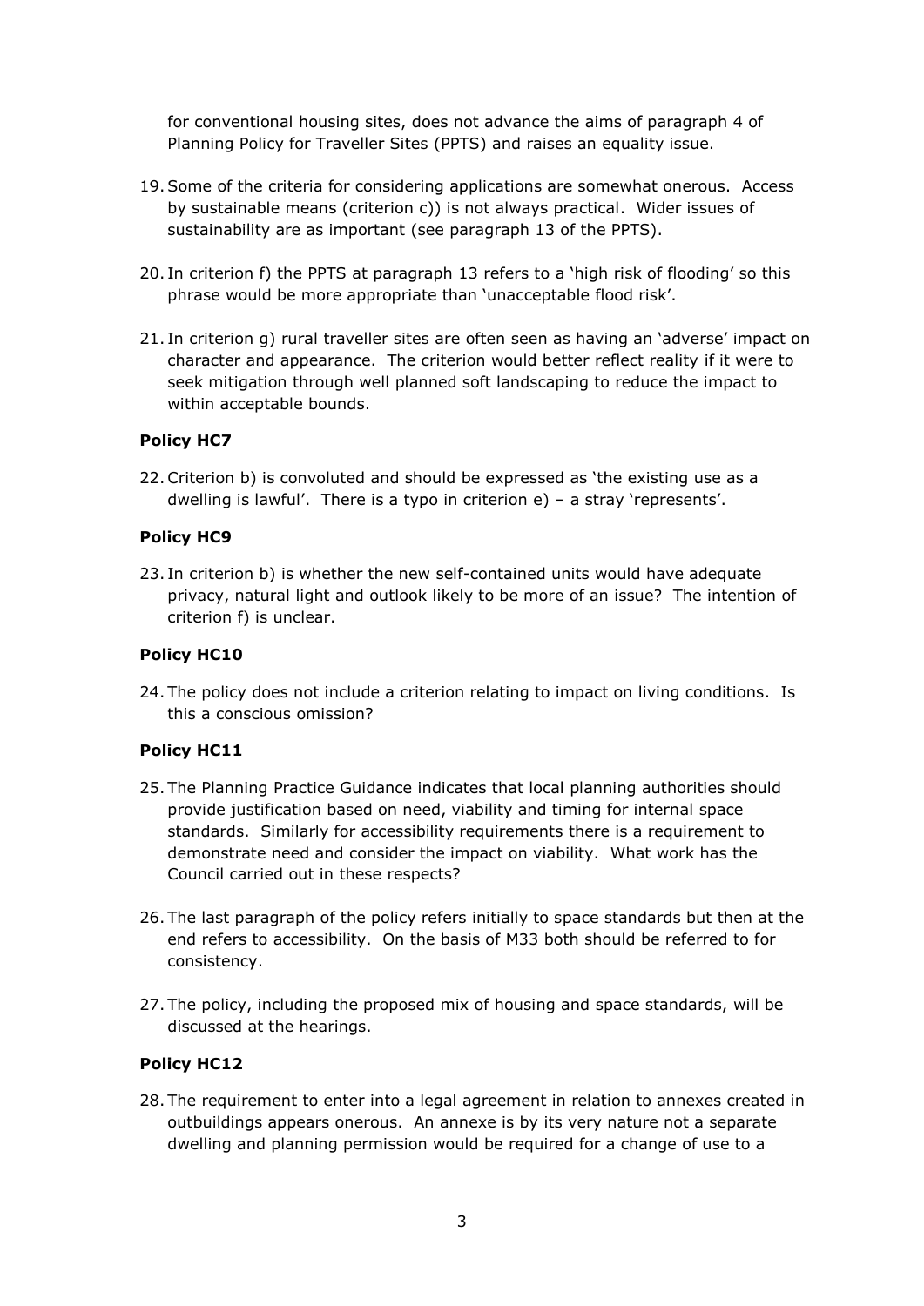for conventional housing sites, does not advance the aims of paragraph 4 of Planning Policy for Traveller Sites (PPTS) and raises an equality issue.

19. Some of the criteria for considering applications are somewhat onerous. Access by sustainable means (criterion c)) is not always practical. Wider issues of sustainability are as important (see paragraph 13 of the PPTS).

20. In criterion f) the PPTS at paragraph 13 refers to a 'high risk of flooding' so this phrase would be more appropriate than 'unacceptable flood risk'.

21. In criterion g) rural traveller sites are often seen as having an 'adverse' impact on character and appearance. The criterion would better reflect reality if it were to seek mitigation through well planned soft landscaping to reduce the impact to within acceptable bounds.

**Policy HC7**

22. Criterion b) is convoluted and should be expressed as 'the existing use as a dwelling is lawful'. There is a typo in criterion e) – a stray 'represents'.

**Policy HC9**

23. In criterion b) is whether the new self-contained units would have adequate privacy, natural light and outlook likely to be more of an issue? The intention of criterion f) is unclear.

**Policy HC10**

24. The policy does not include a criterion relating to impact on living conditions. Is this a conscious omission?

**Policy HC11**

25. The Planning Practice Guidance indicates that local planning authorities should provide justification based on need, viability and timing for internal space standards. Similarly for accessibility requirements there is a requirement to demonstrate need and consider the impact on viability. What work has the Council carried out in these respects?

26. The last paragraph of the policy refers initially to space standards but then at the end refers to accessibility. On the basis of M33 both should be referred to for consistency.

27. The policy, including the proposed mix of housing and space standards, will be discussed at the hearings.

**Policy HC12**

28. The requirement to enter into a legal agreement in relation to annexes created in outbuildings appears onerous. An annexe is by its very nature not a separate dwelling and planning permission would be required for a change of use to a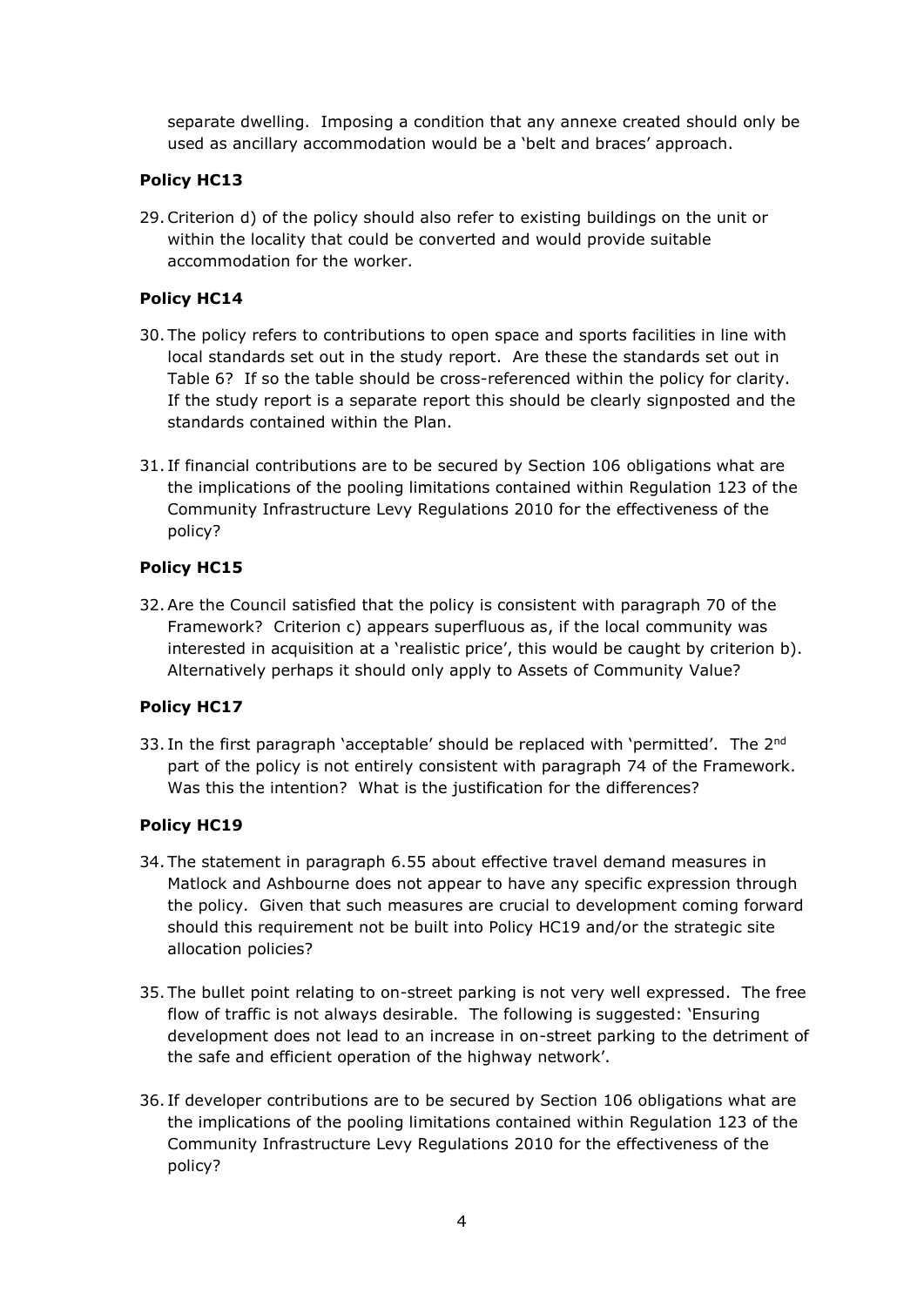separate dwelling. Imposing a condition that any annexe created should only be used as ancillary accommodation would be a 'belt and braces' approach.

**Policy HC13**

29. Criterion d) of the policy should also refer to existing buildings on the unit or within the locality that could be converted and would provide suitable accommodation for the worker.

**Policy HC14**

30. The policy refers to contributions to open space and sports facilities in line with local standards set out in the study report. Are these the standards set out in Table 6? If so the table should be cross-referenced within the policy for clarity. If the study report is a separate report this should be clearly signposted and the standards contained within the Plan.

31. If financial contributions are to be secured by Section 106 obligations what are the implications of the pooling limitations contained within Regulation 123 of the Community Infrastructure Levy Regulations 2010 for the effectiveness of the policy?

**Policy HC15**

32. Are the Council satisfied that the policy is consistent with paragraph 70 of the Framework? Criterion c) appears superfluous as, if the local community was interested in acquisition at a 'realistic price', this would be caught by criterion b). Alternatively perhaps it should only apply to Assets of Community Value?

**Policy HC17**

33. In the first paragraph 'acceptable' should be replaced with 'permitted'. The 2nd part of the policy is not entirely consistent with paragraph 74 of the Framework. Was this the intention? What is the justification for the differences?

**Policy HC19**

34. The statement in paragraph 6.55 about effective travel demand measures in Matlock and Ashbourne does not appear to have any specific expression through the policy. Given that such measures are crucial to development coming forward should this requirement not be built into Policy HC19 and/or the strategic site allocation policies?

35. The bullet point relating to on-street parking is not very well expressed. The free flow of traffic is not always desirable. The following is suggested: 'Ensuring development does not lead to an increase in on-street parking to the detriment of the safe and efficient operation of the highway network'.

36. If developer contributions are to be secured by Section 106 obligations what are the implications of the pooling limitations contained within Regulation 123 of the Community Infrastructure Levy Regulations 2010 for the effectiveness of the policy?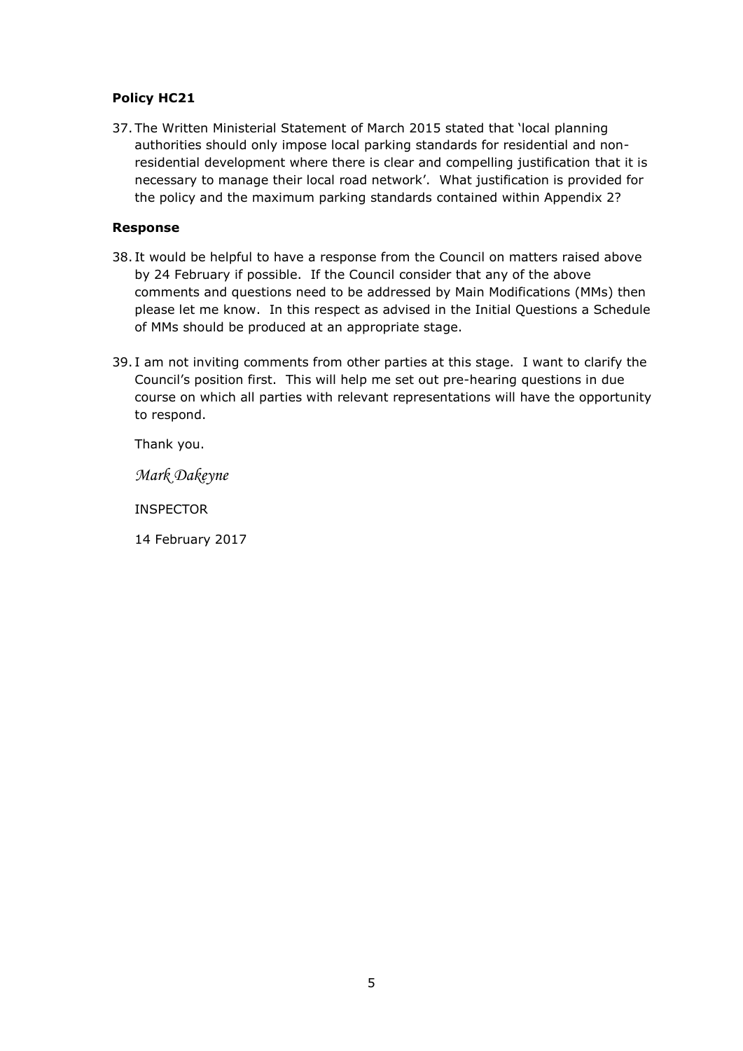**Policy HC21**

37. The Written Ministerial Statement of March 2015 stated that 'local planning authorities should only impose local parking standards for residential and non-residential development where there is clear and compelling justification that it is necessary to manage their local road network'. What justification is provided for the policy and the maximum parking standards contained within Appendix 2?

**Response**

38. It would be helpful to have a response from the Council on matters raised above by 24 February if possible. If the Council consider that any of the above comments and questions need to be addressed by Main Modifications (MMs) then please let me know. In this respect as advised in the Initial Questions a Schedule of MMs should be produced at an appropriate stage.

39. I am not inviting comments from other parties at this stage. I want to clarify the Council's position first. This will help me set out pre-hearing questions in due course on which all parties with relevant representations will have the opportunity to respond.

Thank you.

*Mark Dakeyne*

INSPECTOR

14 February 2017